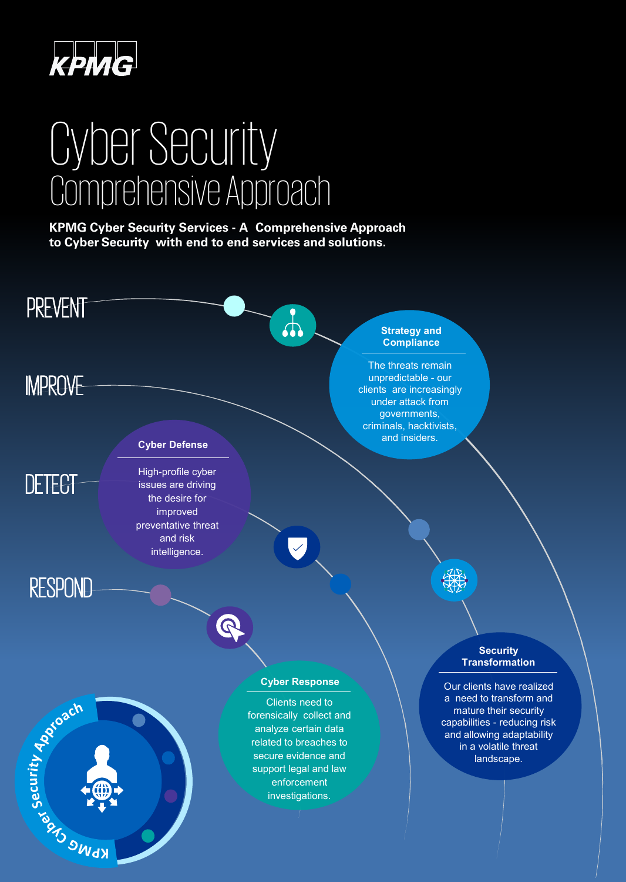KPMG

# Cyber Security

## Comprehensive Approach

**KPMG Cyber Security Services - A Comprehensive Approach to Cyber Security with end to end services and solutions.**

PREVENT

IMPROVE

DETECT

RESPOND

### Strategy and Compliance

The threats remain unpredictable - our clients are increasingly under attack from governments, criminals, hacktivists, and insiders.

### Cyber Defense

High-profile cyber issues are driving the desire for improved preventative threat and risk intelligence.

### Security Transformation

Our clients have realized a need to transform and mature their security capabilities - reducing risk and allowing adaptability in a volatile threat landscape.

### Cyber Response

Clients need to forensically collect and analyze certain data related to breaches to secure evidence and support legal and law enforcement investigations.

KPMG Cyber Security Approach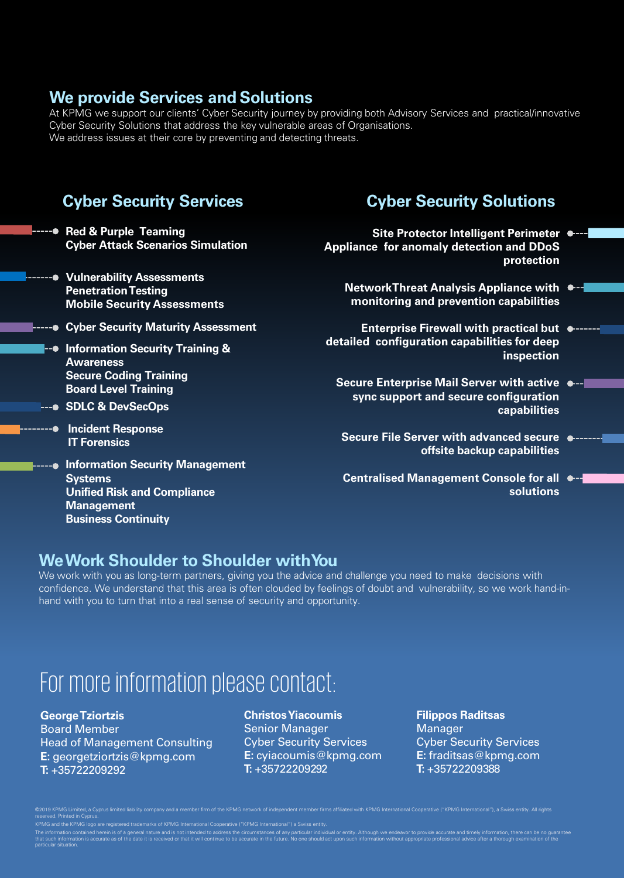## We provide Services and Solutions

At KPMG we support our clients' Cyber Security journey by providing both Advisory Services and practical/innovative Cyber Security Solutions that address the key vulnerable areas of Organisations.
We address issues at their core by preventing and detecting threats.

### Cyber Security Services

- **Red & Purple Teaming**
  **Cyber Attack Scenarios Simulation**
- **Vulnerability Assessments**
  **Penetration Testing**
  **Mobile Security Assessments**
- **Cyber Security Maturity Assessment**
- **Information Security Training & Awareness**
  **Secure Coding Training**
  **Board Level Training**
- **SDLC & DevSecOps**
- **Incident Response**
  **IT Forensics**
- **Information Security Management Systems**
  **Unified Risk and Compliance Management**
  **Business Continuity**

### Cyber Security Solutions

- **Site Protector Intelligent Perimeter Appliance for anomaly detection and DDoS protection**
- **NetworkThreat Analysis Appliance with monitoring and prevention capabilities**
- **Enterprise Firewall with practical but detailed configuration capabilities for deep inspection**
- **Secure Enterprise Mail Server with active sync support and secure configuration capabilities**
- **Secure File Server with advanced secure offsite backup capabilities**
- **Centralised Management Console for all solutions**

## We Work Shoulder to Shoulder with You

We work with you as long-term partners, giving you the advice and challenge you need to make decisions with confidence. We understand that this area is often clouded by feelings of doubt and vulnerability, so we work hand-in-hand with you to turn that into a real sense of security and opportunity.

## For more information please contact:

**George Tziortzis**
Board Member
Head of Management Consulting
**E:** georgetziortzis@kpmg.com
**T:** +35722209292

**Christos Yiacoumis**
Senior Manager
Cyber Security Services
**E:** cyiacoumis@kpmg.com
**T:** +35722209292

**Filippos Raditsas**
Manager
Cyber Security Services
**E:** fraditsas@kpmg.com
**T:** +35722209388

©2019 KPMG Limited, a Cyprus limited liability company and a member firm of the KPMG network of independent member firms affiliated with KPMG International Cooperative ("KPMG International"), a Swiss entity. All rights reserved. Printed in Cyprus.

KPMG and the KPMG logo are registered trademarks of KPMG International Cooperative ("KPMG International") a Swiss entity.

The information contained herein is of a general nature and is not intended to address the circumstances of any particular individual or entity. Although we endeavor to provide accurate and timely information, there can be no guarantee that such information is accurate as of the date it is received or that it will continue to be accurate in the future. No one should act upon such information without appropriate professional advice after a thorough examination of the particular situation.